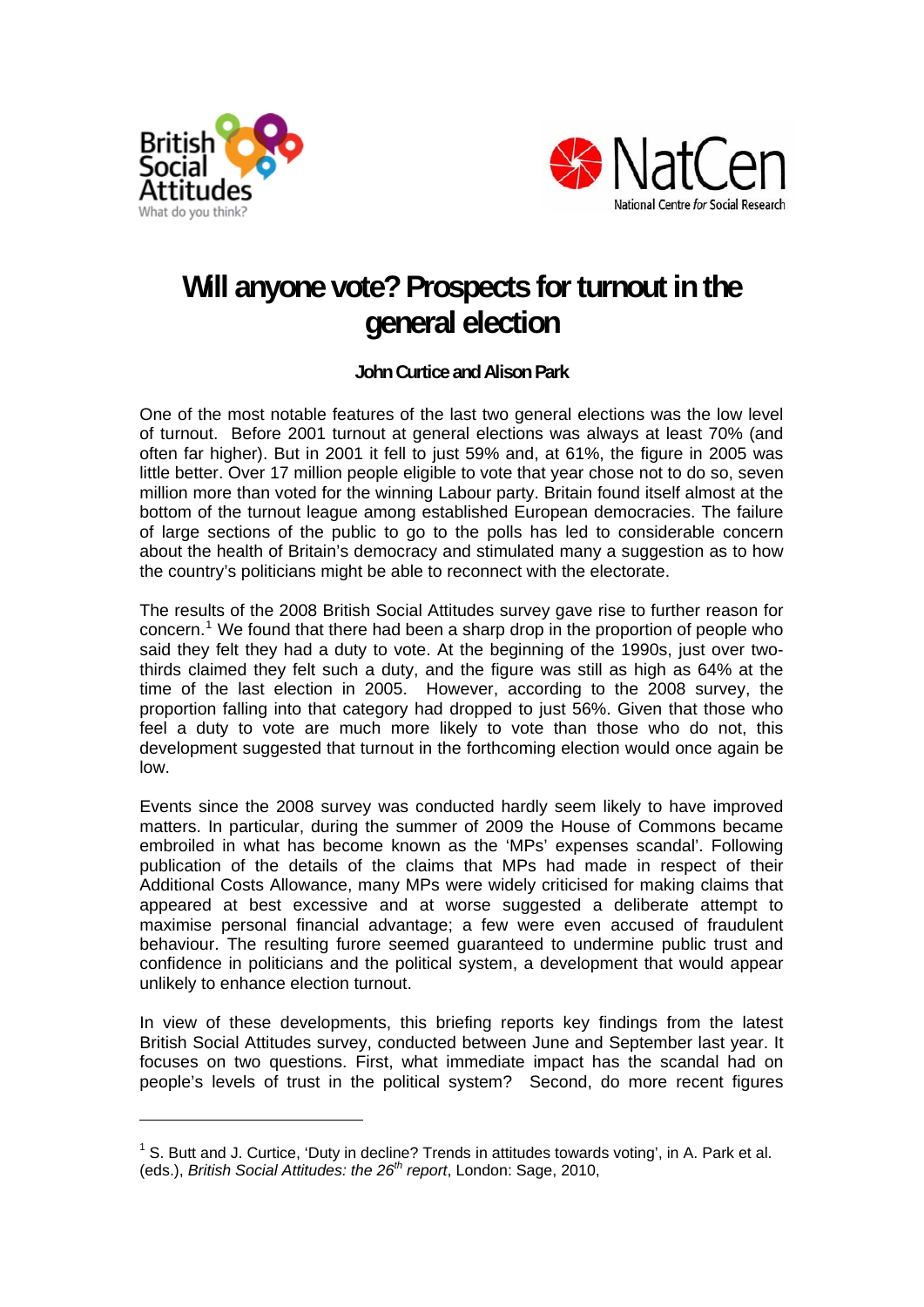# Will anyone vote? Prospects for turnout in the general election

**John Curtice and Alison Park**

One of the most notable features of the last two general elections was the low level of turnout. Before 2001 turnout at general elections was always at least 70% (and often far higher). But in 2001 it fell to just 59% and, at 61%, the figure in 2005 was little better. Over 17 million people eligible to vote that year chose not to do so, seven million more than voted for the winning Labour party. Britain found itself almost at the bottom of the turnout league among established European democracies. The failure of large sections of the public to go to the polls has led to considerable concern about the health of Britain's democracy and stimulated many a suggestion as to how the country's politicians might be able to reconnect with the electorate.

The results of the 2008 British Social Attitudes survey gave rise to further reason for concern.[1] We found that there had been a sharp drop in the proportion of people who said they felt they had a duty to vote. At the beginning of the 1990s, just over two-thirds claimed they felt such a duty, and the figure was still as high as 64% at the time of the last election in 2005. However, according to the 2008 survey, the proportion falling into that category had dropped to just 56%. Given that those who feel a duty to vote are much more likely to vote than those who do not, this development suggested that turnout in the forthcoming election would once again be low.

Events since the 2008 survey was conducted hardly seem likely to have improved matters. In particular, during the summer of 2009 the House of Commons became embroiled in what has become known as the 'MPs' expenses scandal'. Following publication of the details of the claims that MPs had made in respect of their Additional Costs Allowance, many MPs were widely criticised for making claims that appeared at best excessive and at worse suggested a deliberate attempt to maximise personal financial advantage; a few were even accused of fraudulent behaviour. The resulting furore seemed guaranteed to undermine public trust and confidence in politicians and the political system, a development that would appear unlikely to enhance election turnout.

In view of these developments, this briefing reports key findings from the latest British Social Attitudes survey, conducted between June and September last year. It focuses on two questions. First, what immediate impact has the scandal had on people's levels of trust in the political system? Second, do more recent figures

---

[1] S. Butt and J. Curtice, 'Duty in decline? Trends in attitudes towards voting', in A. Park et al. (eds.), *British Social Attitudes: the 26th report*, London: Sage, 2010,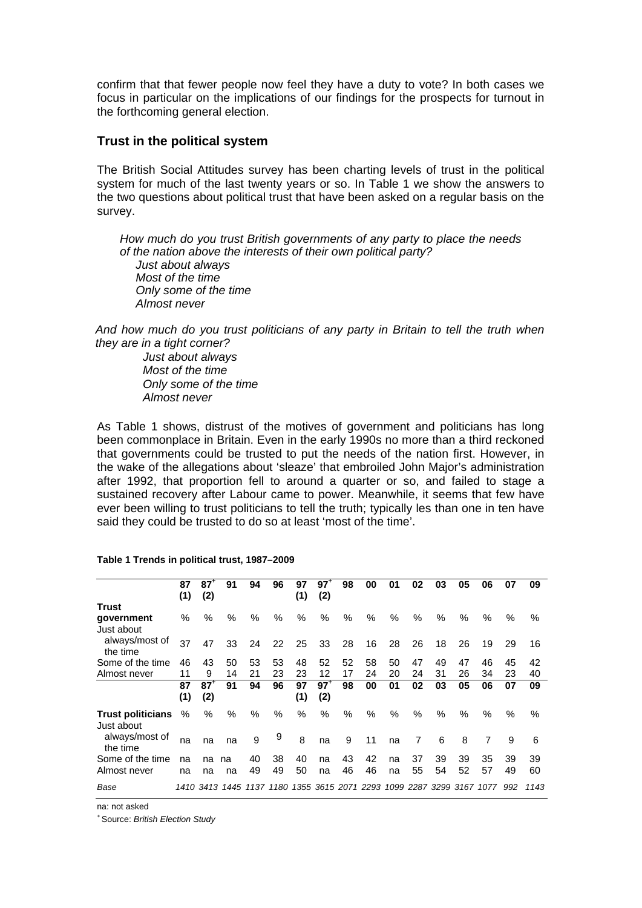confirm that that fewer people now feel they have a duty to vote? In both cases we focus in particular on the implications of our findings for the prospects for turnout in the forthcoming general election.

## Trust in the political system

The British Social Attitudes survey has been charting levels of trust in the political system for much of the last twenty years or so. In Table 1 we show the answers to the two questions about political trust that have been asked on a regular basis on the survey.

*How much do you trust British governments of any party to place the needs of the nation above the interests of their own political party?*
*Just about always*
*Most of the time*
*Only some of the time*
*Almost never*

*And how much do you trust politicians of any party in Britain to tell the truth when they are in a tight corner?*
*Just about always*
*Most of the time*
*Only some of the time*
*Almost never*

As Table 1 shows, distrust of the motives of government and politicians has long been commonplace in Britain. Even in the early 1990s no more than a third reckoned that governments could be trusted to put the needs of the nation first. However, in the wake of the allegations about 'sleaze' that embroiled John Major's administration after 1992, that proportion fell to around a quarter or so, and failed to stage a sustained recovery after Labour came to power. Meanwhile, it seems that few have ever been willing to trust politicians to tell the truth; typically les than one in ten have said they could be trusted to do so at least 'most of the time'.

**Table 1 Trends in political trust, 1987–2009**

| | 87 (1) | 87+ (2) | 91 | 94 | 96 | 97 (1) | 97+ (2) | 98 | 00 | 01 | 02 | 03 | 05 | 06 | 07 | 09 |
|---|---|---|---|---|---|---|---|---|---|---|---|---|---|---|---|---|
| **Trust government** | % | % | % | % | % | % | % | % | % | % | % | % | % | % | % | % |
| Just about always/most of the time | 37 | 47 | 33 | 24 | 22 | 25 | 33 | 28 | 16 | 28 | 26 | 18 | 26 | 19 | 29 | 16 |
| Some of the time | 46 | 43 | 50 | 53 | 53 | 48 | 52 | 52 | 58 | 50 | 47 | 49 | 47 | 46 | 45 | 42 |
| Almost never | 11 | 9 | 14 | 21 | 23 | 23 | 12 | 17 | 24 | 20 | 24 | 31 | 26 | 34 | 23 | 40 |
| | **87 (1)** | **87+ (2)** | **91** | **94** | **96** | **97 (1)** | **97+ (2)** | **98** | **00** | **01** | **02** | **03** | **05** | **06** | **07** | **09** |
| **Trust politicians** | % | % | % | % | % | % | % | % | % | % | % | % | % | % | % | % |
| Just about always/most of the time | na | na | na | 9 | 9 | 8 | na | 9 | 11 | na | 7 | 6 | 8 | 7 | 9 | 6 |
| Some of the time | na | na | na | 40 | 38 | 40 | na | 43 | 42 | na | 37 | 39 | 39 | 35 | 39 | 39 |
| Almost never | na | na | na | 49 | 49 | 50 | na | 46 | 46 | na | 55 | 54 | 52 | 57 | 49 | 60 |
| *Base* | *1410* | *3413* | *1445* | *1137* | *1180* | *1355* | *3615* | *2071* | *2293* | *1099* | *2287* | *3299* | *3167* | *1077* | *992* | *1143* |

na: not asked

+ Source: *British Election Study*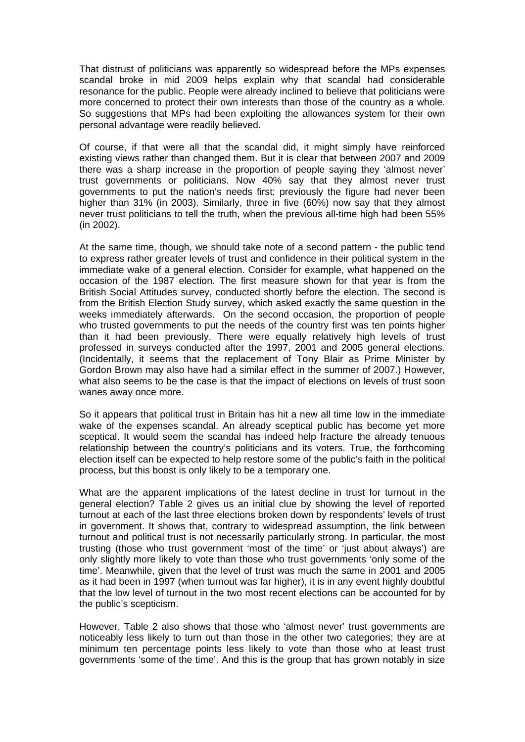That distrust of politicians was apparently so widespread before the MPs expenses scandal broke in mid 2009 helps explain why that scandal had considerable resonance for the public. People were already inclined to believe that politicians were more concerned to protect their own interests than those of the country as a whole. So suggestions that MPs had been exploiting the allowances system for their own personal advantage were readily believed.

Of course, if that were all that the scandal did, it might simply have reinforced existing views rather than changed them. But it is clear that between 2007 and 2009 there was a sharp increase in the proportion of people saying they 'almost never' trust governments or politicians. Now 40% say that they almost never trust governments to put the nation's needs first; previously the figure had never been higher than 31% (in 2003). Similarly, three in five (60%) now say that they almost never trust politicians to tell the truth, when the previous all-time high had been 55% (in 2002).

At the same time, though, we should take note of a second pattern - the public tend to express rather greater levels of trust and confidence in their political system in the immediate wake of a general election. Consider for example, what happened on the occasion of the 1987 election. The first measure shown for that year is from the British Social Attitudes survey, conducted shortly before the election. The second is from the British Election Study survey, which asked exactly the same question in the weeks immediately afterwards. On the second occasion, the proportion of people who trusted governments to put the needs of the country first was ten points higher than it had been previously. There were equally relatively high levels of trust professed in surveys conducted after the 1997, 2001 and 2005 general elections. (Incidentally, it seems that the replacement of Tony Blair as Prime Minister by Gordon Brown may also have had a similar effect in the summer of 2007.) However, what also seems to be the case is that the impact of elections on levels of trust soon wanes away once more.

So it appears that political trust in Britain has hit a new all time low in the immediate wake of the expenses scandal. An already sceptical public has become yet more sceptical. It would seem the scandal has indeed help fracture the already tenuous relationship between the country's politicians and its voters. True, the forthcoming election itself can be expected to help restore some of the public's faith in the political process, but this boost is only likely to be a temporary one.

What are the apparent implications of the latest decline in trust for turnout in the general election? Table 2 gives us an initial clue by showing the level of reported turnout at each of the last three elections broken down by respondents' levels of trust in government. It shows that, contrary to widespread assumption, the link between turnout and political trust is not necessarily particularly strong. In particular, the most trusting (those who trust government 'most of the time' or 'just about always') are only slightly more likely to vote than those who trust governments 'only some of the time'. Meanwhile, given that the level of trust was much the same in 2001 and 2005 as it had been in 1997 (when turnout was far higher), it is in any event highly doubtful that the low level of turnout in the two most recent elections can be accounted for by the public's scepticism.

However, Table 2 also shows that those who 'almost never' trust governments are noticeably less likely to turn out than those in the other two categories; they are at minimum ten percentage points less likely to vote than those who at least trust governments 'some of the time'. And this is the group that has grown notably in size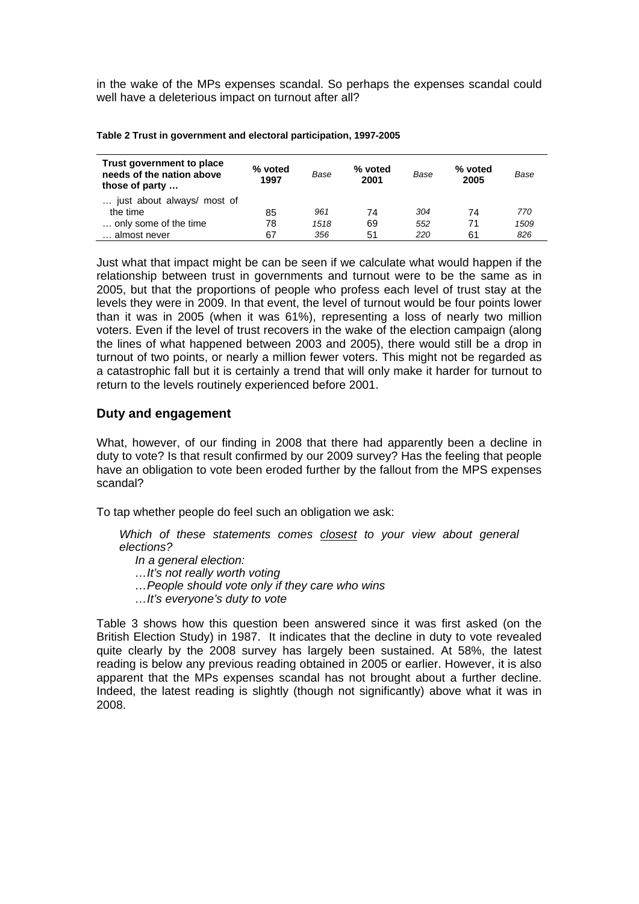in the wake of the MPs expenses scandal. So perhaps the expenses scandal could well have a deleterious impact on turnout after all?

**Table 2 Trust in government and electoral participation, 1997-2005**

| Trust government to place needs of the nation above those of party … | % voted 1997 | *Base* | % voted 2001 | *Base* | % voted 2005 | *Base* |
|---|---|---|---|---|---|---|
| … just about always/ most of the time | 85 | *961* | 74 | *304* | 74 | *770* |
| … only some of the time | 78 | *1518* | 69 | *552* | 71 | *1509* |
| … almost never | 67 | *356* | 51 | *220* | 61 | *826* |

Just what that impact might be can be seen if we calculate what would happen if the relationship between trust in governments and turnout were to be the same as in 2005, but that the proportions of people who profess each level of trust stay at the levels they were in 2009. In that event, the level of turnout would be four points lower than it was in 2005 (when it was 61%), representing a loss of nearly two million voters. Even if the level of trust recovers in the wake of the election campaign (along the lines of what happened between 2003 and 2005), there would still be a drop in turnout of two points, or nearly a million fewer voters. This might not be regarded as a catastrophic fall but it is certainly a trend that will only make it harder for turnout to return to the levels routinely experienced before 2001.

## Duty and engagement

What, however, of our finding in 2008 that there had apparently been a decline in duty to vote? Is that result confirmed by our 2009 survey? Has the feeling that people have an obligation to vote been eroded further by the fallout from the MPS expenses scandal?

To tap whether people do feel such an obligation we ask:

> *Which of these statements comes <u>closest</u> to your view about general elections?*
>
> *In a general election:*
>
> *…It's not really worth voting*
>
> *…People should vote only if they care who wins*
>
> *…It's everyone's duty to vote*

Table 3 shows how this question been answered since it was first asked (on the British Election Study) in 1987. It indicates that the decline in duty to vote revealed quite clearly by the 2008 survey has largely been sustained. At 58%, the latest reading is below any previous reading obtained in 2005 or earlier. However, it is also apparent that the MPs expenses scandal has not brought about a further decline. Indeed, the latest reading is slightly (though not significantly) above what it was in 2008.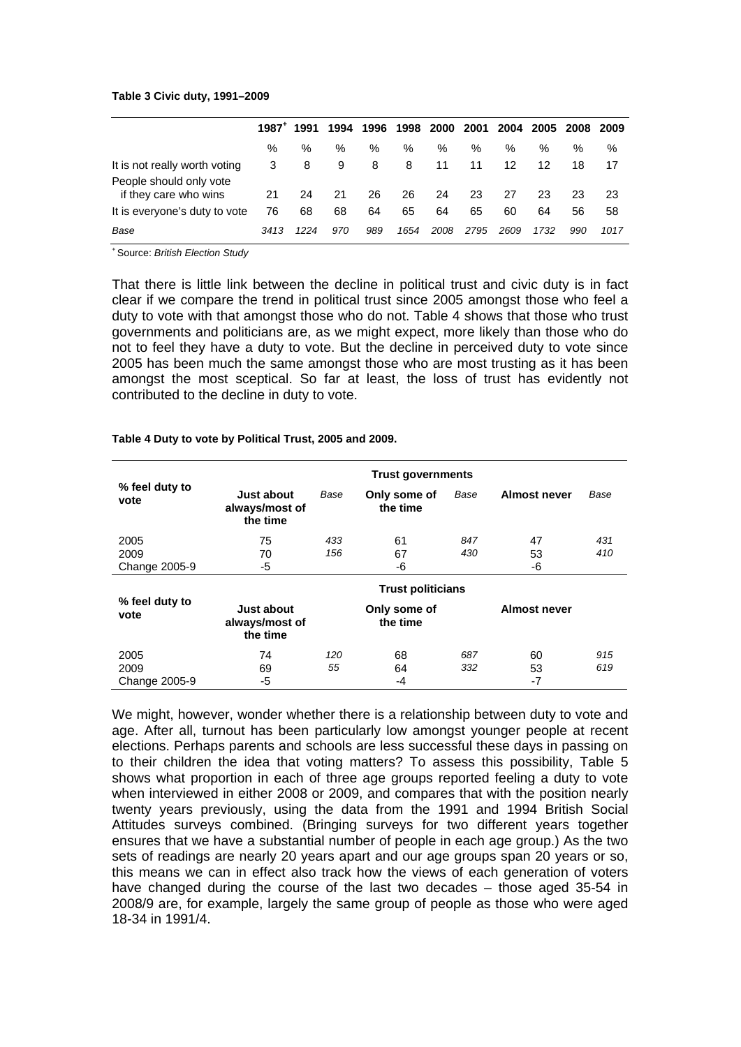**Table 3 Civic duty, 1991–2009**

| | 1987[+] | 1991 | 1994 | 1996 | 1998 | 2000 | 2001 | 2004 | 2005 | 2008 | 2009 |
|---|---|---|---|---|---|---|---|---|---|---|---|
| | % | % | % | % | % | % | % | % | % | % | % |
| It is not really worth voting | 3 | 8 | 9 | 8 | 8 | 11 | 11 | 12 | 12 | 18 | 17 |
| People should only vote if they care who wins | 21 | 24 | 21 | 26 | 26 | 24 | 23 | 27 | 23 | 23 | 23 |
| It is everyone's duty to vote | 76 | 68 | 68 | 64 | 65 | 64 | 65 | 60 | 64 | 56 | 58 |
| *Base* | *3413* | *1224* | *970* | *989* | *1654* | *2008* | *2795* | *2609* | *1732* | *990* | *1017* |

[+] Source: *British Election Study*

That there is little link between the decline in political trust and civic duty is in fact clear if we compare the trend in political trust since 2005 amongst those who feel a duty to vote with that amongst those who do not. Table 4 shows that those who trust governments and politicians are, as we might expect, more likely than those who do not to feel they have a duty to vote. But the decline in perceived duty to vote since 2005 has been much the same amongst those who are most trusting as it has been amongst the most sceptical. So far at least, the loss of trust has evidently not contributed to the decline in duty to vote.

**Table 4 Duty to vote by Political Trust, 2005 and 2009.**

| | **Trust governments** | | | | | |
|---|---|---|---|---|---|---|
| **% feel duty to vote** | **Just about always/most of the time** | *Base* | **Only some of the time** | *Base* | **Almost never** | *Base* |
| 2005 | 75 | *433* | 61 | *847* | 47 | *431* |
| 2009 | 70 | *156* | 67 | *430* | 53 | *410* |
| Change 2005-9 | -5 | | -6 | | -6 | |
| | **Trust politicians** | | | | | |
| **% feel duty to vote** | **Just about always/most of the time** | | **Only some of the time** | | **Almost never** | |
| 2005 | 74 | *120* | 68 | *687* | 60 | *915* |
| 2009 | 69 | *55* | 64 | *332* | 53 | *619* |
| Change 2005-9 | -5 | | -4 | | -7 | |

We might, however, wonder whether there is a relationship between duty to vote and age. After all, turnout has been particularly low amongst younger people at recent elections. Perhaps parents and schools are less successful these days in passing on to their children the idea that voting matters? To assess this possibility, Table 5 shows what proportion in each of three age groups reported feeling a duty to vote when interviewed in either 2008 or 2009, and compares that with the position nearly twenty years previously, using the data from the 1991 and 1994 British Social Attitudes surveys combined. (Bringing surveys for two different years together ensures that we have a substantial number of people in each age group.) As the two sets of readings are nearly 20 years apart and our age groups span 20 years or so, this means we can in effect also track how the views of each generation of voters have changed during the course of the last two decades – those aged 35-54 in 2008/9 are, for example, largely the same group of people as those who were aged 18-34 in 1991/4.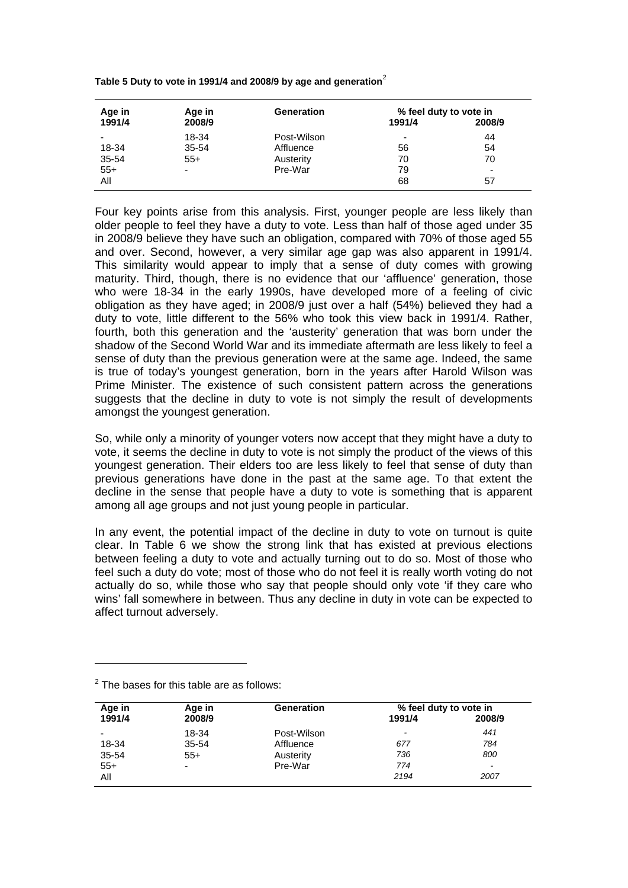**Table 5 Duty to vote in 1991/4 and 2008/9 by age and generation**[2]

| Age in 1991/4 | Age in 2008/9 | Generation | % feel duty to vote in 1991/4 | 2008/9 |
|---|---|---|---|---|
| - | 18-34 | Post-Wilson | - | 44 |
| 18-34 | 35-54 | Affluence | 56 | 54 |
| 35-54 | 55+ | Austerity | 70 | 70 |
| 55+ | - | Pre-War | 79 | - |
| All | | | 68 | 57 |

Four key points arise from this analysis. First, younger people are less likely than older people to feel they have a duty to vote. Less than half of those aged under 35 in 2008/9 believe they have such an obligation, compared with 70% of those aged 55 and over. Second, however, a very similar age gap was also apparent in 1991/4. This similarity would appear to imply that a sense of duty comes with growing maturity. Third, though, there is no evidence that our 'affluence' generation, those who were 18-34 in the early 1990s, have developed more of a feeling of civic obligation as they have aged; in 2008/9 just over a half (54%) believed they had a duty to vote, little different to the 56% who took this view back in 1991/4. Rather, fourth, both this generation and the 'austerity' generation that was born under the shadow of the Second World War and its immediate aftermath are less likely to feel a sense of duty than the previous generation were at the same age. Indeed, the same is true of today's youngest generation, born in the years after Harold Wilson was Prime Minister. The existence of such consistent pattern across the generations suggests that the decline in duty to vote is not simply the result of developments amongst the youngest generation.

So, while only a minority of younger voters now accept that they might have a duty to vote, it seems the decline in duty to vote is not simply the product of the views of this youngest generation. Their elders too are less likely to feel that sense of duty than previous generations have done in the past at the same age. To that extent the decline in the sense that people have a duty to vote is something that is apparent among all age groups and not just young people in particular.

In any event, the potential impact of the decline in duty to vote on turnout is quite clear. In Table 6 we show the strong link that has existed at previous elections between feeling a duty to vote and actually turning out to do so. Most of those who feel such a duty do vote; most of those who do not feel it is really worth voting do not actually do so, while those who say that people should only vote 'if they care who wins' fall somewhere in between. Thus any decline in duty in vote can be expected to affect turnout adversely.

---

[2] The bases for this table are as follows:

| Age in 1991/4 | Age in 2008/9 | Generation | % feel duty to vote in 1991/4 | 2008/9 |
|---|---|---|---|---|
| - | 18-34 | Post-Wilson | - | *441* |
| 18-34 | 35-54 | Affluence | *677* | *784* |
| 35-54 | 55+ | Austerity | *736* | *800* |
| 55+ | - | Pre-War | *774* | - |
| All | | | *2194* | *2007* |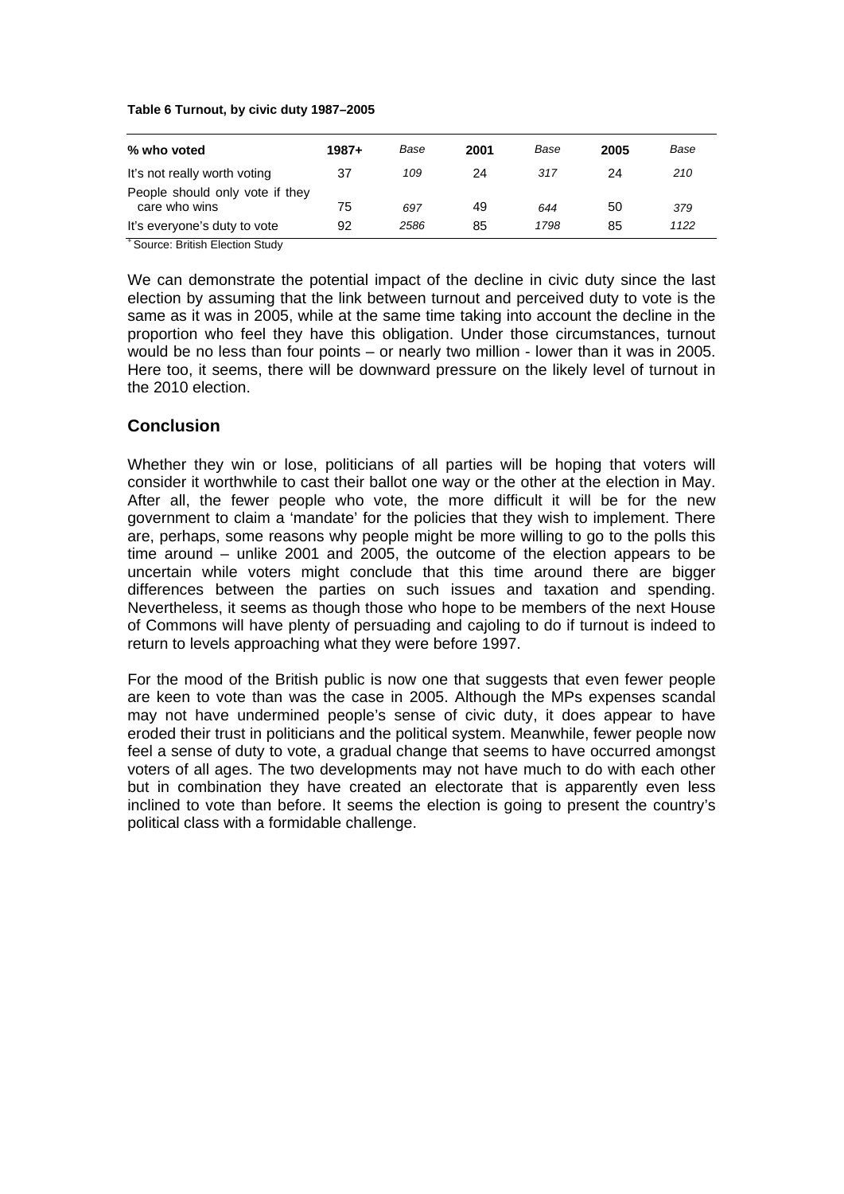**Table 6 Turnout, by civic duty 1987–2005**

| % who voted | 1987+ | *Base* | 2001 | *Base* | 2005 | *Base* |
|---|---|---|---|---|---|---|
| It's not really worth voting | 37 | *109* | 24 | *317* | 24 | *210* |
| People should only vote if they care who wins | 75 | *697* | 49 | *644* | 50 | *379* |
| It's everyone's duty to vote | 92 | *2586* | 85 | *1798* | 85 | *1122* |

+ Source: British Election Study

We can demonstrate the potential impact of the decline in civic duty since the last election by assuming that the link between turnout and perceived duty to vote is the same as it was in 2005, while at the same time taking into account the decline in the proportion who feel they have this obligation. Under those circumstances, turnout would be no less than four points – or nearly two million - lower than it was in 2005. Here too, it seems, there will be downward pressure on the likely level of turnout in the 2010 election.

## Conclusion

Whether they win or lose, politicians of all parties will be hoping that voters will consider it worthwhile to cast their ballot one way or the other at the election in May. After all, the fewer people who vote, the more difficult it will be for the new government to claim a 'mandate' for the policies that they wish to implement. There are, perhaps, some reasons why people might be more willing to go to the polls this time around – unlike 2001 and 2005, the outcome of the election appears to be uncertain while voters might conclude that this time around there are bigger differences between the parties on such issues and taxation and spending. Nevertheless, it seems as though those who hope to be members of the next House of Commons will have plenty of persuading and cajoling to do if turnout is indeed to return to levels approaching what they were before 1997.

For the mood of the British public is now one that suggests that even fewer people are keen to vote than was the case in 2005. Although the MPs expenses scandal may not have undermined people's sense of civic duty, it does appear to have eroded their trust in politicians and the political system. Meanwhile, fewer people now feel a sense of duty to vote, a gradual change that seems to have occurred amongst voters of all ages. The two developments may not have much to do with each other but in combination they have created an electorate that is apparently even less inclined to vote than before. It seems the election is going to present the country's political class with a formidable challenge.